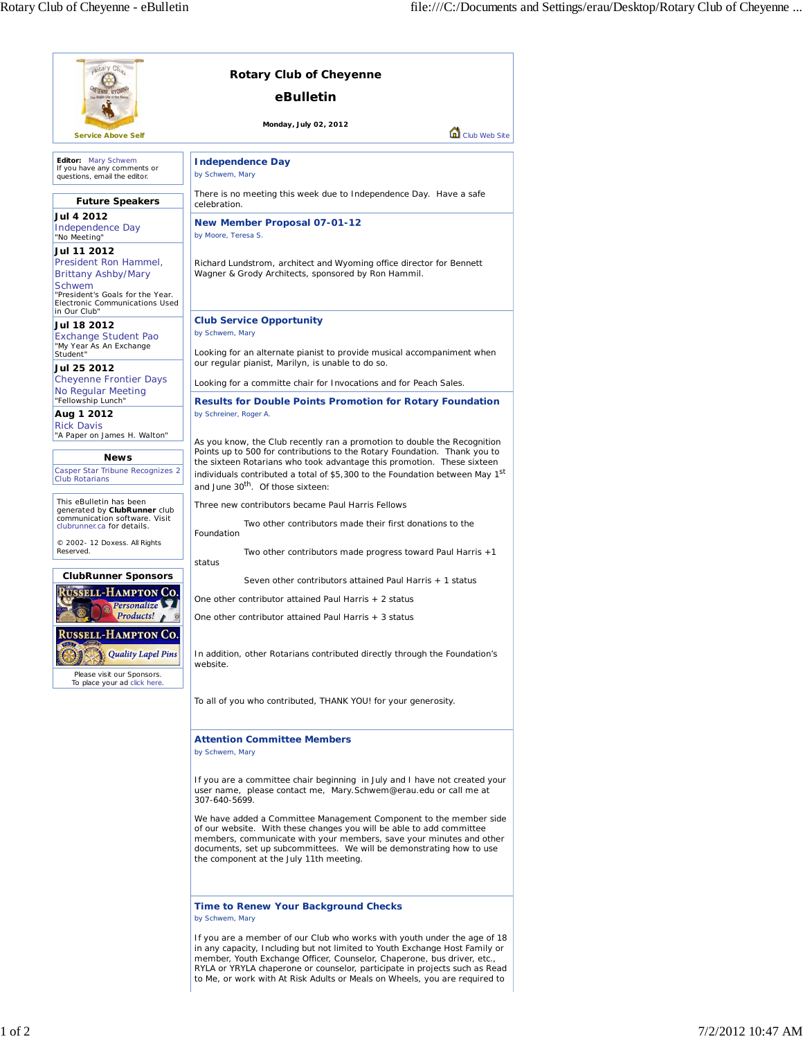# Rotary Club of Cheyenne

## eBulletin

**Monday, July 02, 2012**

Service Above Self

Club Web Site

**Editor:** Mary Schwem
If you have any comments or questions, email the editor.

### Future Speakers

**Jul 4 2012**
Independence Day
"No Meeting"

**Jul 11 2012**
President Ron Hammel, Brittany Ashby/Mary Schwem
"President's Goals for the Year. Electronic Communications Used in Our Club"

**Jul 18 2012**
Exchange Student Pao
"My Year As An Exchange Student"

**Jul 25 2012**
Cheyenne Frontier Days
No Regular Meeting
"Fellowship Lunch"

**Aug 1 2012**
Rick Davis
"A Paper on James H. Walton"

### News

Casper Star Tribune Recognizes 2 Club Rotarians

This eBulletin has been generated by **ClubRunner** club communication software. Visit clubrunner.ca for details.

© 2002- 12 Doxess. All Rights Reserved.

### ClubRunner Sponsors

Please visit our Sponsors.
To place your ad click here.

### Independence Day

by Schwem, Mary

There is no meeting this week due to Independence Day. Have a safe celebration.

### New Member Proposal 07-01-12

by Moore, Teresa S.

Richard Lundstrom, architect and Wyoming office director for Bennett Wagner & Grody Architects, sponsored by Ron Hammil.

### Club Service Opportunity

by Schwem, Mary

Looking for an alternate pianist to provide musical accompaniment when our regular pianist, Marilyn, is unable to do so.

Looking for a committe chair for Invocations and for Peach Sales.

### Results for Double Points Promotion for Rotary Foundation

by Schreiner, Roger A.

As you know, the Club recently ran a promotion to double the Recognition Points up to 500 for contributions to the Rotary Foundation. Thank you to the sixteen Rotarians who took advantage this promotion. These sixteen individuals contributed a total of $5,300 to the Foundation between May 1st and June 30th. Of those sixteen:

Three new contributors became Paul Harris Fellows

Two other contributors made their first donations to the Foundation

Two other contributors made progress toward Paul Harris +1 status

Seven other contributors attained Paul Harris + 1 status

One other contributor attained Paul Harris + 2 status

One other contributor attained Paul Harris + 3 status

In addition, other Rotarians contributed directly through the Foundation's website.

To all of you who contributed, THANK YOU! for your generosity.

### Attention Committee Members

by Schwem, Mary

If you are a committee chair beginning in July and I have not created your user name, please contact me, Mary.Schwem@erau.edu or call me at 307-640-5699.

We have added a Committee Management Component to the member side of our website. With these changes you will be able to add committee members, communicate with your members, save your minutes and other documents, set up subcommittees. We will be demonstrating how to use the component at the July 11th meeting.

### Time to Renew Your Background Checks

by Schwem, Mary

If you are a member of our Club who works with youth under the age of 18 in any capacity, Including but not limited to Youth Exchange Host Family or member, Youth Exchange Officer, Counselor, Chaperone, bus driver, etc., RYLA or YRYLA chaperone or counselor, participate in projects such as Read to Me, or work with At Risk Adults or Meals on Wheels, you are required to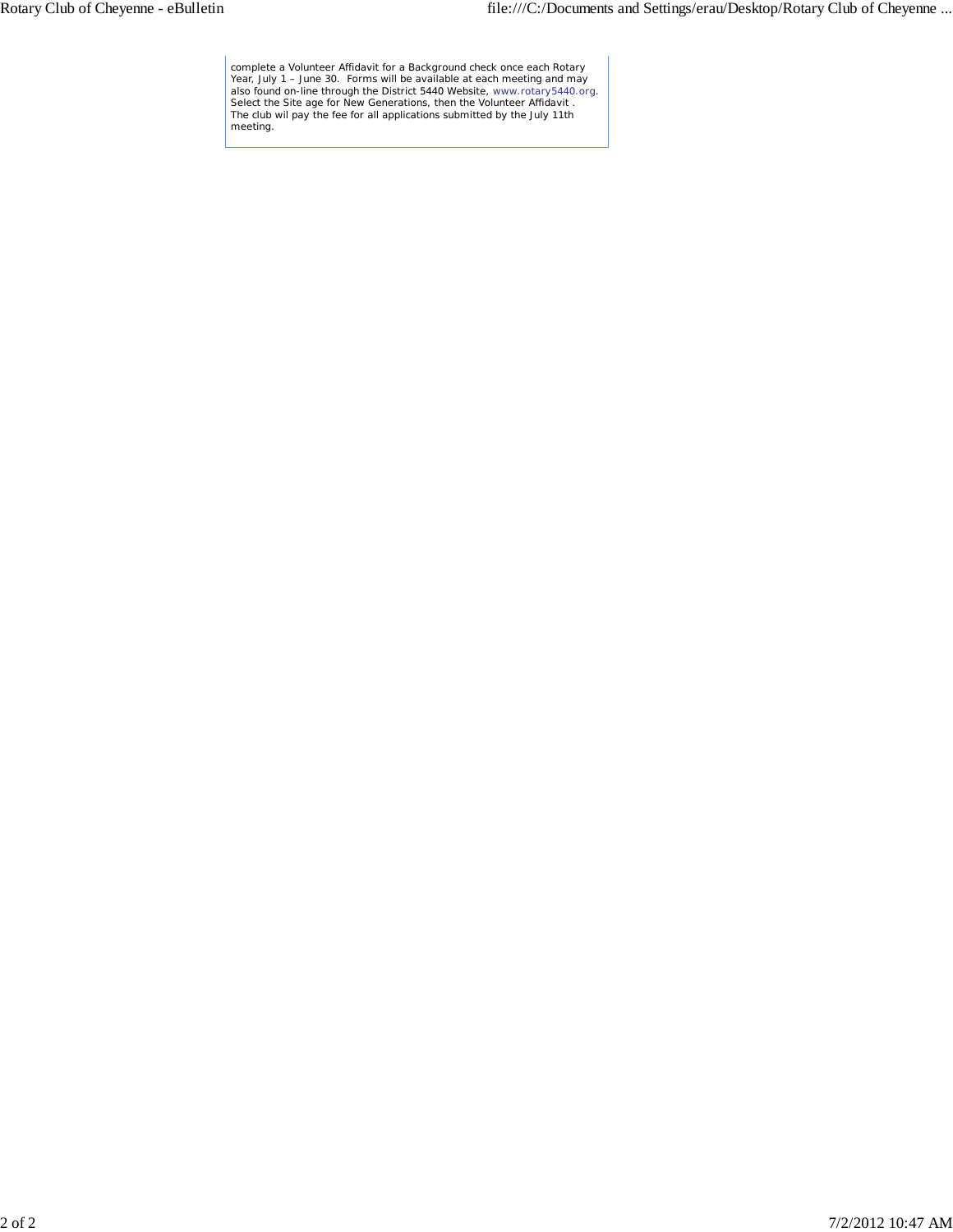complete a Volunteer Affidavit for a Background check once each Rotary Year, July 1 – June 30. Forms will be available at each meeting and may also found on-line through the District 5440 Website, www.rotary5440.org. Select the Site age for New Generations, then the Volunteer Affidavit . The club wil pay the fee for all applications submitted by the July 11th meeting.